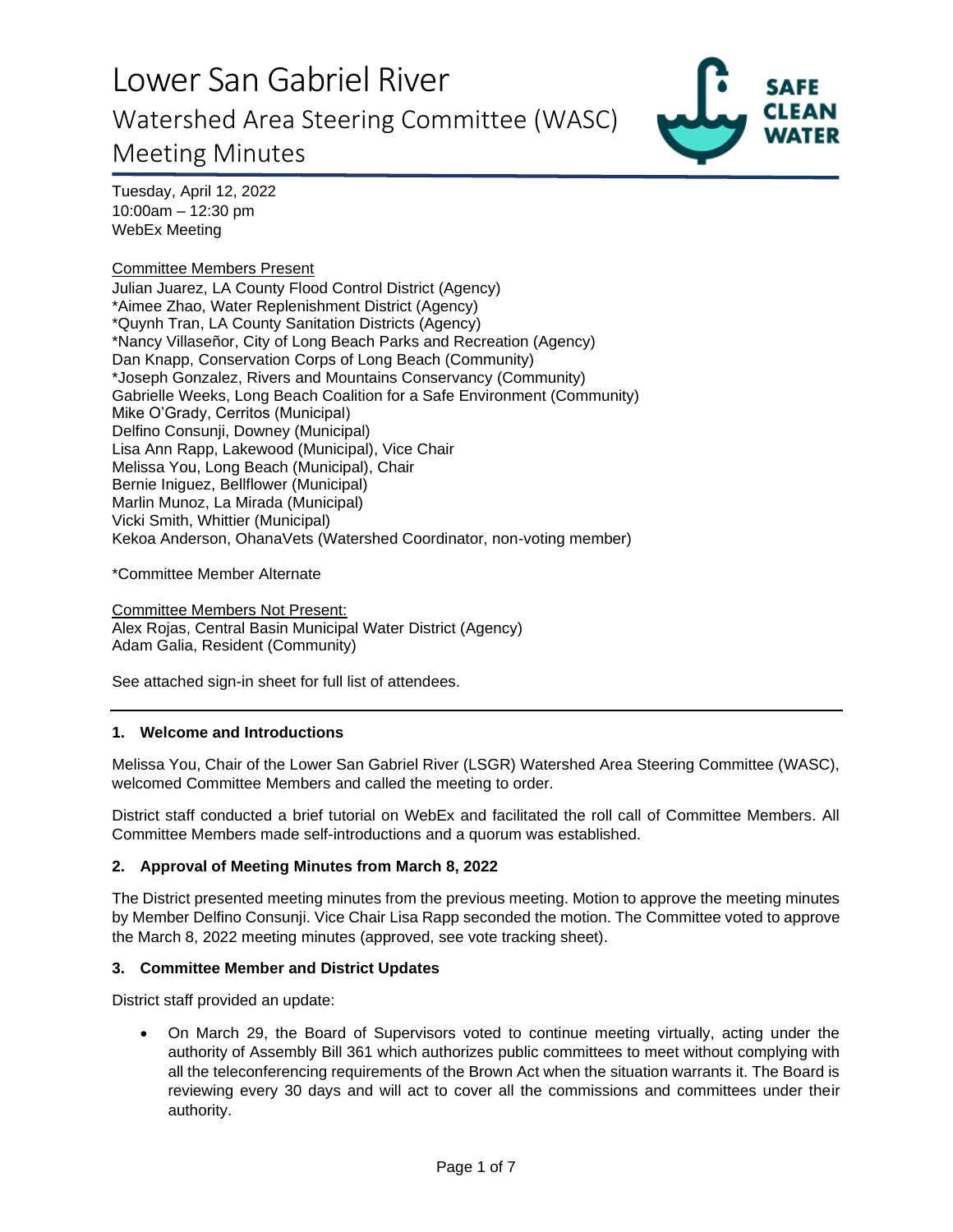# Lower San Gabriel River

## Watershed Area Steering Committee (WASC) Meeting Minutes

Tuesday, April 12, 2022
10:00am – 12:30 pm
WebEx Meeting

Committee Members Present
Julian Juarez, LA County Flood Control District (Agency)
*Aimee Zhao, Water Replenishment District (Agency)
*Quynh Tran, LA County Sanitation Districts (Agency)
*Nancy Villaseñor, City of Long Beach Parks and Recreation (Agency)
Dan Knapp, Conservation Corps of Long Beach (Community)
*Joseph Gonzalez, Rivers and Mountains Conservancy (Community)
Gabrielle Weeks, Long Beach Coalition for a Safe Environment (Community)
Mike O'Grady, Cerritos (Municipal)
Delfino Consunji, Downey (Municipal)
Lisa Ann Rapp, Lakewood (Municipal), Vice Chair
Melissa You, Long Beach (Municipal), Chair
Bernie Iniguez, Bellflower (Municipal)
Marlin Munoz, La Mirada (Municipal)
Vicki Smith, Whittier (Municipal)
Kekoa Anderson, OhanaVets (Watershed Coordinator, non-voting member)

*Committee Member Alternate

Committee Members Not Present:
Alex Rojas, Central Basin Municipal Water District (Agency)
Adam Galia, Resident (Community)

See attached sign-in sheet for full list of attendees.

### 1. Welcome and Introductions

Melissa You, Chair of the Lower San Gabriel River (LSGR) Watershed Area Steering Committee (WASC), welcomed Committee Members and called the meeting to order.

District staff conducted a brief tutorial on WebEx and facilitated the roll call of Committee Members. All Committee Members made self-introductions and a quorum was established.

### 2. Approval of Meeting Minutes from March 8, 2022

The District presented meeting minutes from the previous meeting. Motion to approve the meeting minutes by Member Delfino Consunji. Vice Chair Lisa Rapp seconded the motion. The Committee voted to approve the March 8, 2022 meeting minutes (approved, see vote tracking sheet).

### 3. Committee Member and District Updates

District staff provided an update:

- On March 29, the Board of Supervisors voted to continue meeting virtually, acting under the authority of Assembly Bill 361 which authorizes public committees to meet without complying with all the teleconferencing requirements of the Brown Act when the situation warrants it. The Board is reviewing every 30 days and will act to cover all the commissions and committees under their authority.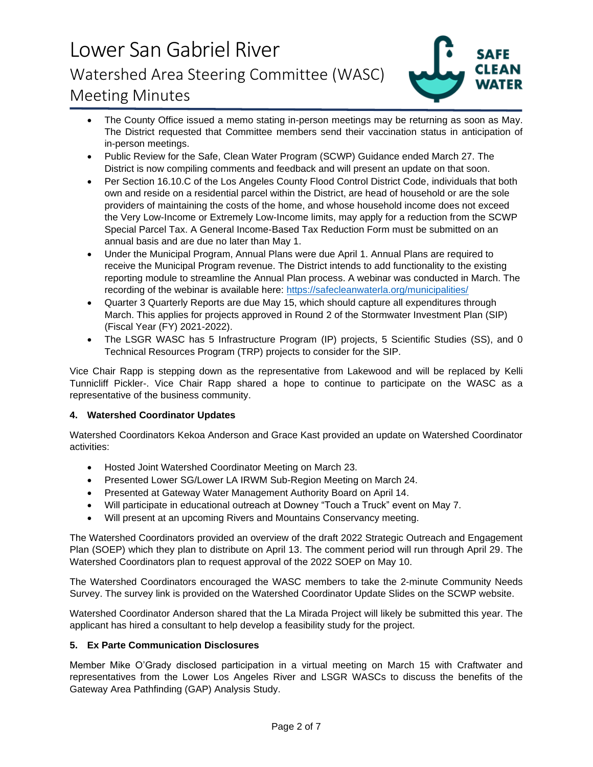- The County Office issued a memo stating in-person meetings may be returning as soon as May. The District requested that Committee members send their vaccination status in anticipation of in-person meetings.
- Public Review for the Safe, Clean Water Program (SCWP) Guidance ended March 27. The District is now compiling comments and feedback and will present an update on that soon.
- Per Section 16.10.C of the Los Angeles County Flood Control District Code, individuals that both own and reside on a residential parcel within the District, are head of household or are the sole providers of maintaining the costs of the home, and whose household income does not exceed the Very Low-Income or Extremely Low-Income limits, may apply for a reduction from the SCWP Special Parcel Tax. A General Income-Based Tax Reduction Form must be submitted on an annual basis and are due no later than May 1.
- Under the Municipal Program, Annual Plans were due April 1. Annual Plans are required to receive the Municipal Program revenue. The District intends to add functionality to the existing reporting module to streamline the Annual Plan process. A webinar was conducted in March. The recording of the webinar is available here: https://safecleanwaterla.org/municipalities/
- Quarter 3 Quarterly Reports are due May 15, which should capture all expenditures through March. This applies for projects approved in Round 2 of the Stormwater Investment Plan (SIP) (Fiscal Year (FY) 2021-2022).
- The LSGR WASC has 5 Infrastructure Program (IP) projects, 5 Scientific Studies (SS), and 0 Technical Resources Program (TRP) projects to consider for the SIP.

Vice Chair Rapp is stepping down as the representative from Lakewood and will be replaced by Kelli Tunnicliff Pickler-. Vice Chair Rapp shared a hope to continue to participate on the WASC as a representative of the business community.

**4. Watershed Coordinator Updates**

Watershed Coordinators Kekoa Anderson and Grace Kast provided an update on Watershed Coordinator activities:

- Hosted Joint Watershed Coordinator Meeting on March 23.
- Presented Lower SG/Lower LA IRWM Sub-Region Meeting on March 24.
- Presented at Gateway Water Management Authority Board on April 14.
- Will participate in educational outreach at Downey "Touch a Truck" event on May 7.
- Will present at an upcoming Rivers and Mountains Conservancy meeting.

The Watershed Coordinators provided an overview of the draft 2022 Strategic Outreach and Engagement Plan (SOEP) which they plan to distribute on April 13. The comment period will run through April 29. The Watershed Coordinators plan to request approval of the 2022 SOEP on May 10.

The Watershed Coordinators encouraged the WASC members to take the 2-minute Community Needs Survey. The survey link is provided on the Watershed Coordinator Update Slides on the SCWP website.

Watershed Coordinator Anderson shared that the La Mirada Project will likely be submitted this year. The applicant has hired a consultant to help develop a feasibility study for the project.

**5. Ex Parte Communication Disclosures**

Member Mike O'Grady disclosed participation in a virtual meeting on March 15 with Craftwater and representatives from the Lower Los Angeles River and LSGR WASCs to discuss the benefits of the Gateway Area Pathfinding (GAP) Analysis Study.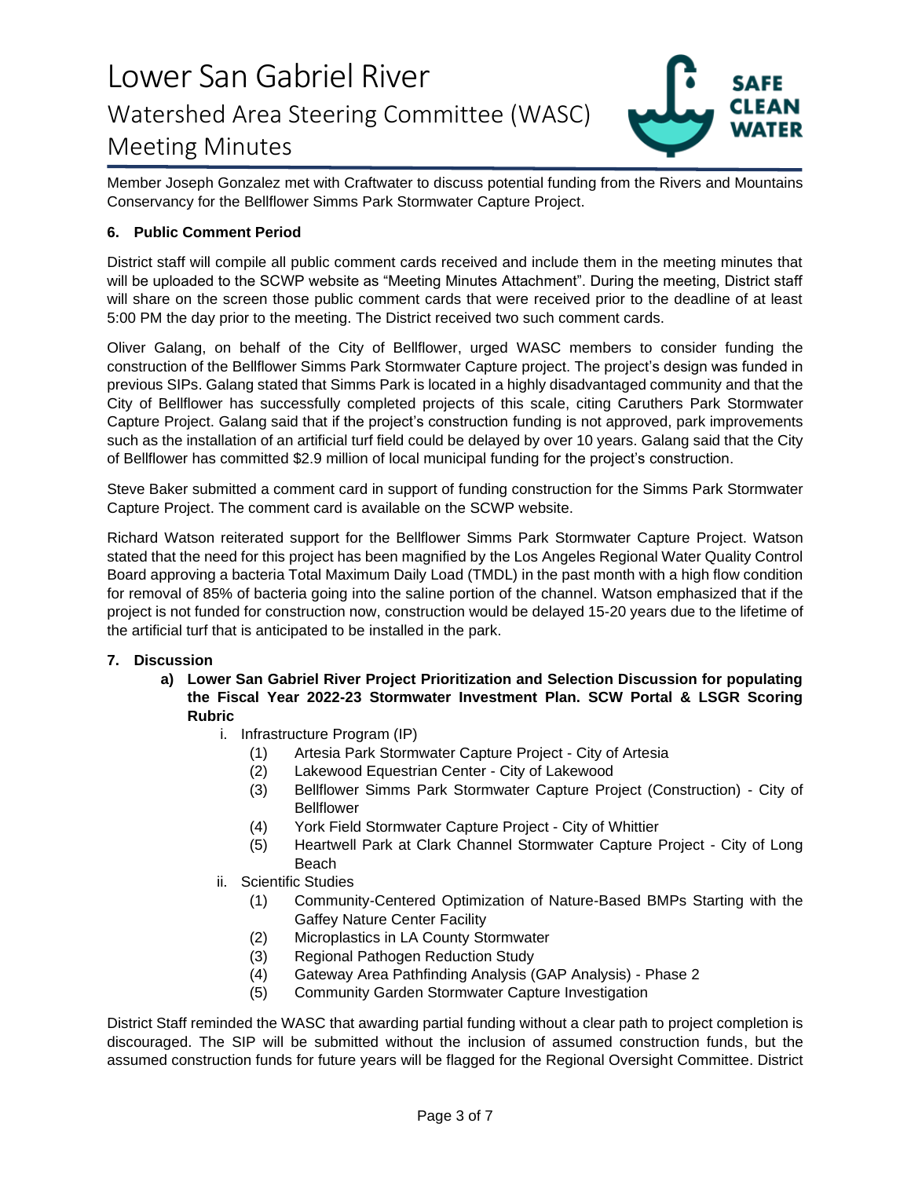Member Joseph Gonzalez met with Craftwater to discuss potential funding from the Rivers and Mountains Conservancy for the Bellflower Simms Park Stormwater Capture Project.

### 6. Public Comment Period

District staff will compile all public comment cards received and include them in the meeting minutes that will be uploaded to the SCWP website as "Meeting Minutes Attachment". During the meeting, District staff will share on the screen those public comment cards that were received prior to the deadline of at least 5:00 PM the day prior to the meeting. The District received two such comment cards.

Oliver Galang, on behalf of the City of Bellflower, urged WASC members to consider funding the construction of the Bellflower Simms Park Stormwater Capture project. The project's design was funded in previous SIPs. Galang stated that Simms Park is located in a highly disadvantaged community and that the City of Bellflower has successfully completed projects of this scale, citing Caruthers Park Stormwater Capture Project. Galang said that if the project's construction funding is not approved, park improvements such as the installation of an artificial turf field could be delayed by over 10 years. Galang said that the City of Bellflower has committed $2.9 million of local municipal funding for the project's construction.

Steve Baker submitted a comment card in support of funding construction for the Simms Park Stormwater Capture Project. The comment card is available on the SCWP website.

Richard Watson reiterated support for the Bellflower Simms Park Stormwater Capture Project. Watson stated that the need for this project has been magnified by the Los Angeles Regional Water Quality Control Board approving a bacteria Total Maximum Daily Load (TMDL) in the past month with a high flow condition for removal of 85% of bacteria going into the saline portion of the channel. Watson emphasized that if the project is not funded for construction now, construction would be delayed 15-20 years due to the lifetime of the artificial turf that is anticipated to be installed in the park.

### 7. Discussion

**a) Lower San Gabriel River Project Prioritization and Selection Discussion for populating the Fiscal Year 2022-23 Stormwater Investment Plan. SCW Portal & LSGR Scoring Rubric**

i. Infrastructure Program (IP)
   1. Artesia Park Stormwater Capture Project - City of Artesia
   2. Lakewood Equestrian Center - City of Lakewood
   3. Bellflower Simms Park Stormwater Capture Project (Construction) - City of Bellflower
   4. York Field Stormwater Capture Project - City of Whittier
   5. Heartwell Park at Clark Channel Stormwater Capture Project - City of Long Beach

ii. Scientific Studies
   1. Community-Centered Optimization of Nature-Based BMPs Starting with the Gaffey Nature Center Facility
   2. Microplastics in LA County Stormwater
   3. Regional Pathogen Reduction Study
   4. Gateway Area Pathfinding Analysis (GAP Analysis) - Phase 2
   5. Community Garden Stormwater Capture Investigation

District Staff reminded the WASC that awarding partial funding without a clear path to project completion is discouraged. The SIP will be submitted without the inclusion of assumed construction funds, but the assumed construction funds for future years will be flagged for the Regional Oversight Committee. District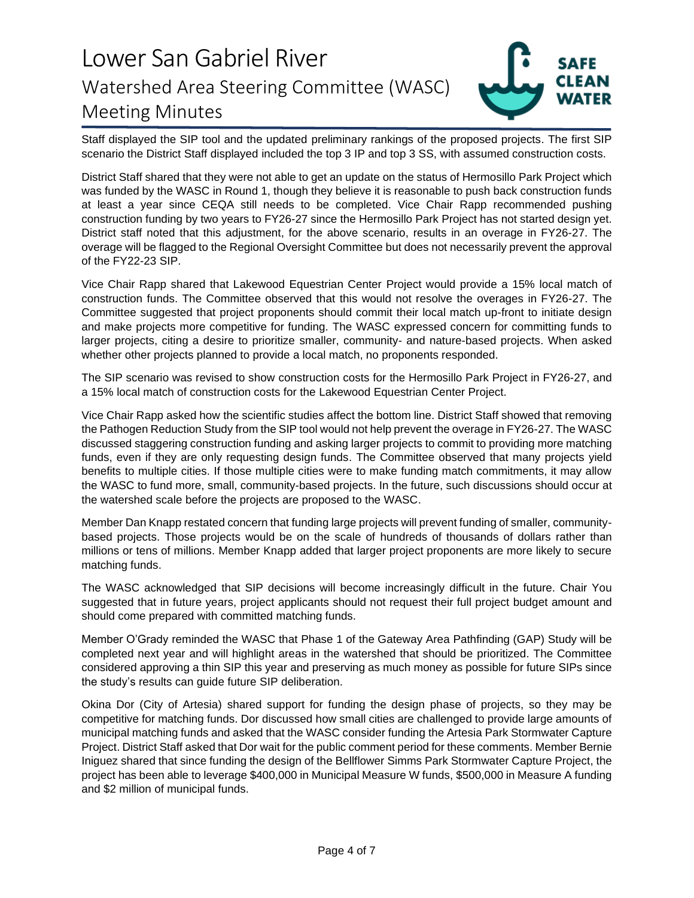Staff displayed the SIP tool and the updated preliminary rankings of the proposed projects. The first SIP scenario the District Staff displayed included the top 3 IP and top 3 SS, with assumed construction costs.

District Staff shared that they were not able to get an update on the status of Hermosillo Park Project which was funded by the WASC in Round 1, though they believe it is reasonable to push back construction funds at least a year since CEQA still needs to be completed. Vice Chair Rapp recommended pushing construction funding by two years to FY26-27 since the Hermosillo Park Project has not started design yet. District staff noted that this adjustment, for the above scenario, results in an overage in FY26-27. The overage will be flagged to the Regional Oversight Committee but does not necessarily prevent the approval of the FY22-23 SIP.

Vice Chair Rapp shared that Lakewood Equestrian Center Project would provide a 15% local match of construction funds. The Committee observed that this would not resolve the overages in FY26-27. The Committee suggested that project proponents should commit their local match up-front to initiate design and make projects more competitive for funding. The WASC expressed concern for committing funds to larger projects, citing a desire to prioritize smaller, community- and nature-based projects. When asked whether other projects planned to provide a local match, no proponents responded.

The SIP scenario was revised to show construction costs for the Hermosillo Park Project in FY26-27, and a 15% local match of construction costs for the Lakewood Equestrian Center Project.

Vice Chair Rapp asked how the scientific studies affect the bottom line. District Staff showed that removing the Pathogen Reduction Study from the SIP tool would not help prevent the overage in FY26-27. The WASC discussed staggering construction funding and asking larger projects to commit to providing more matching funds, even if they are only requesting design funds. The Committee observed that many projects yield benefits to multiple cities. If those multiple cities were to make funding match commitments, it may allow the WASC to fund more, small, community-based projects. In the future, such discussions should occur at the watershed scale before the projects are proposed to the WASC.

Member Dan Knapp restated concern that funding large projects will prevent funding of smaller, community-based projects. Those projects would be on the scale of hundreds of thousands of dollars rather than millions or tens of millions. Member Knapp added that larger project proponents are more likely to secure matching funds.

The WASC acknowledged that SIP decisions will become increasingly difficult in the future. Chair You suggested that in future years, project applicants should not request their full project budget amount and should come prepared with committed matching funds.

Member O'Grady reminded the WASC that Phase 1 of the Gateway Area Pathfinding (GAP) Study will be completed next year and will highlight areas in the watershed that should be prioritized. The Committee considered approving a thin SIP this year and preserving as much money as possible for future SIPs since the study's results can guide future SIP deliberation.

Okina Dor (City of Artesia) shared support for funding the design phase of projects, so they may be competitive for matching funds. Dor discussed how small cities are challenged to provide large amounts of municipal matching funds and asked that the WASC consider funding the Artesia Park Stormwater Capture Project. District Staff asked that Dor wait for the public comment period for these comments. Member Bernie Iniguez shared that since funding the design of the Bellflower Simms Park Stormwater Capture Project, the project has been able to leverage $400,000 in Municipal Measure W funds, $500,000 in Measure A funding and $2 million of municipal funds.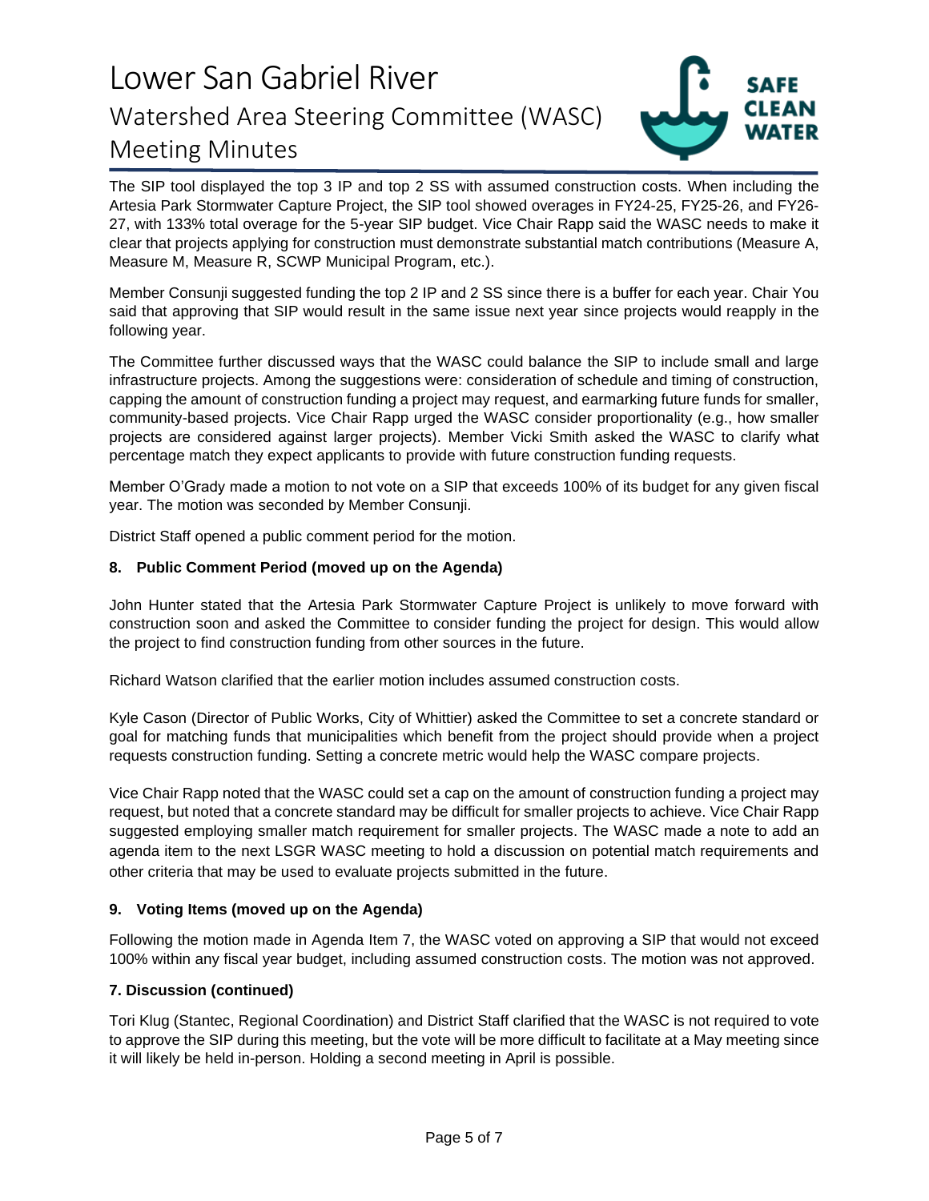The SIP tool displayed the top 3 IP and top 2 SS with assumed construction costs. When including the Artesia Park Stormwater Capture Project, the SIP tool showed overages in FY24-25, FY25-26, and FY26-27, with 133% total overage for the 5-year SIP budget. Vice Chair Rapp said the WASC needs to make it clear that projects applying for construction must demonstrate substantial match contributions (Measure A, Measure M, Measure R, SCWP Municipal Program, etc.).

Member Consunji suggested funding the top 2 IP and 2 SS since there is a buffer for each year. Chair You said that approving that SIP would result in the same issue next year since projects would reapply in the following year.

The Committee further discussed ways that the WASC could balance the SIP to include small and large infrastructure projects. Among the suggestions were: consideration of schedule and timing of construction, capping the amount of construction funding a project may request, and earmarking future funds for smaller, community-based projects. Vice Chair Rapp urged the WASC consider proportionality (e.g., how smaller projects are considered against larger projects). Member Vicki Smith asked the WASC to clarify what percentage match they expect applicants to provide with future construction funding requests.

Member O'Grady made a motion to not vote on a SIP that exceeds 100% of its budget for any given fiscal year. The motion was seconded by Member Consunji.

District Staff opened a public comment period for the motion.

**8. Public Comment Period (moved up on the Agenda)**

John Hunter stated that the Artesia Park Stormwater Capture Project is unlikely to move forward with construction soon and asked the Committee to consider funding the project for design. This would allow the project to find construction funding from other sources in the future.

Richard Watson clarified that the earlier motion includes assumed construction costs.

Kyle Cason (Director of Public Works, City of Whittier) asked the Committee to set a concrete standard or goal for matching funds that municipalities which benefit from the project should provide when a project requests construction funding. Setting a concrete metric would help the WASC compare projects.

Vice Chair Rapp noted that the WASC could set a cap on the amount of construction funding a project may request, but noted that a concrete standard may be difficult for smaller projects to achieve. Vice Chair Rapp suggested employing smaller match requirement for smaller projects. The WASC made a note to add an agenda item to the next LSGR WASC meeting to hold a discussion on potential match requirements and other criteria that may be used to evaluate projects submitted in the future.

**9. Voting Items (moved up on the Agenda)**

Following the motion made in Agenda Item 7, the WASC voted on approving a SIP that would not exceed 100% within any fiscal year budget, including assumed construction costs. The motion was not approved.

**7. Discussion (continued)**

Tori Klug (Stantec, Regional Coordination) and District Staff clarified that the WASC is not required to vote to approve the SIP during this meeting, but the vote will be more difficult to facilitate at a May meeting since it will likely be held in-person. Holding a second meeting in April is possible.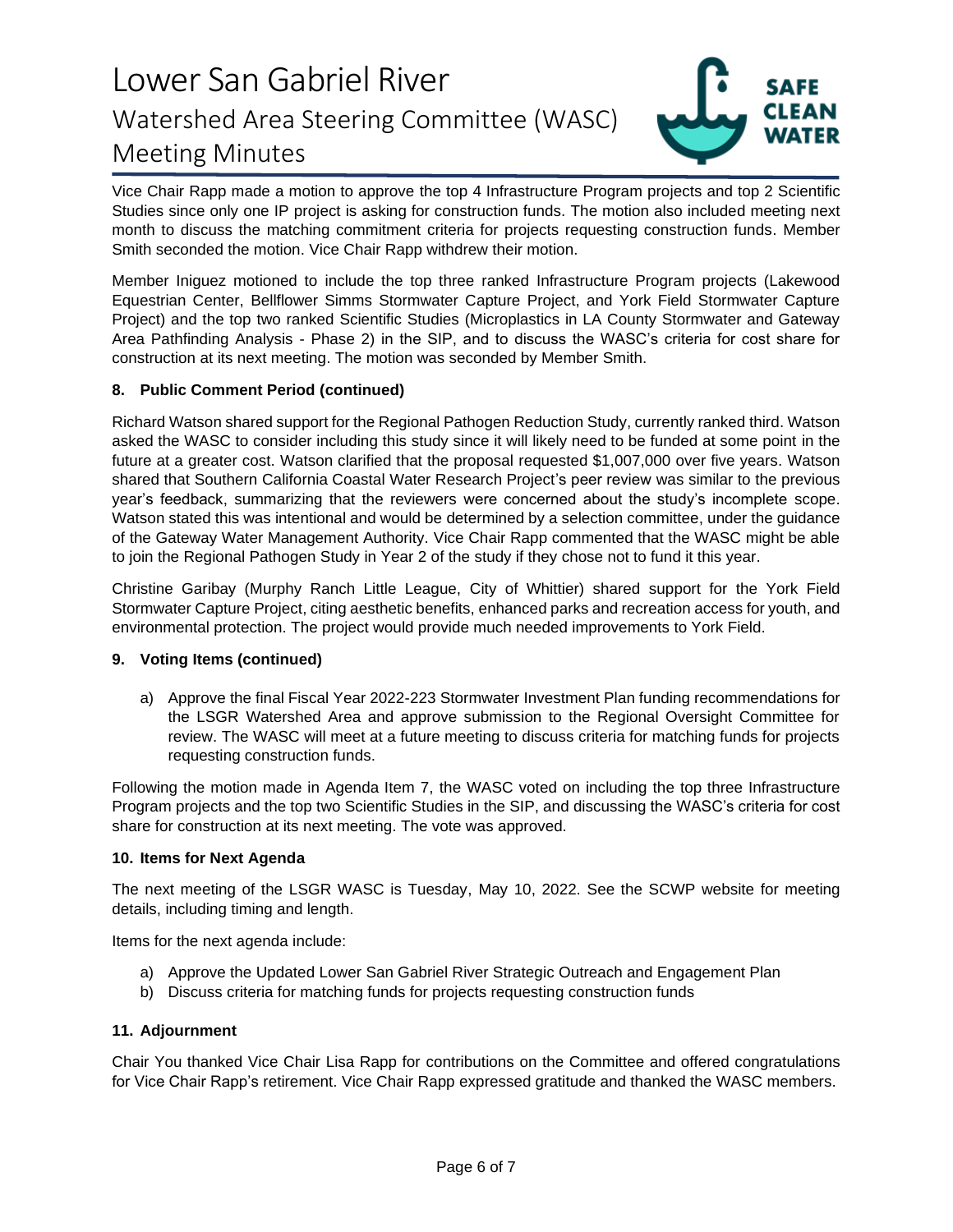Vice Chair Rapp made a motion to approve the top 4 Infrastructure Program projects and top 2 Scientific Studies since only one IP project is asking for construction funds. The motion also included meeting next month to discuss the matching commitment criteria for projects requesting construction funds. Member Smith seconded the motion. Vice Chair Rapp withdrew their motion.

Member Iniguez motioned to include the top three ranked Infrastructure Program projects (Lakewood Equestrian Center, Bellflower Simms Stormwater Capture Project, and York Field Stormwater Capture Project) and the top two ranked Scientific Studies (Microplastics in LA County Stormwater and Gateway Area Pathfinding Analysis - Phase 2) in the SIP, and to discuss the WASC's criteria for cost share for construction at its next meeting. The motion was seconded by Member Smith.

**8. Public Comment Period (continued)**

Richard Watson shared support for the Regional Pathogen Reduction Study, currently ranked third. Watson asked the WASC to consider including this study since it will likely need to be funded at some point in the future at a greater cost. Watson clarified that the proposal requested $1,007,000 over five years. Watson shared that Southern California Coastal Water Research Project's peer review was similar to the previous year's feedback, summarizing that the reviewers were concerned about the study's incomplete scope. Watson stated this was intentional and would be determined by a selection committee, under the guidance of the Gateway Water Management Authority. Vice Chair Rapp commented that the WASC might be able to join the Regional Pathogen Study in Year 2 of the study if they chose not to fund it this year.

Christine Garibay (Murphy Ranch Little League, City of Whittier) shared support for the York Field Stormwater Capture Project, citing aesthetic benefits, enhanced parks and recreation access for youth, and environmental protection. The project would provide much needed improvements to York Field.

**9. Voting Items (continued)**

a) Approve the final Fiscal Year 2022-223 Stormwater Investment Plan funding recommendations for the LSGR Watershed Area and approve submission to the Regional Oversight Committee for review. The WASC will meet at a future meeting to discuss criteria for matching funds for projects requesting construction funds.

Following the motion made in Agenda Item 7, the WASC voted on including the top three Infrastructure Program projects and the top two Scientific Studies in the SIP, and discussing the WASC's criteria for cost share for construction at its next meeting. The vote was approved.

**10. Items for Next Agenda**

The next meeting of the LSGR WASC is Tuesday, May 10, 2022. See the SCWP website for meeting details, including timing and length.

Items for the next agenda include:

a) Approve the Updated Lower San Gabriel River Strategic Outreach and Engagement Plan
b) Discuss criteria for matching funds for projects requesting construction funds

**11. Adjournment**

Chair You thanked Vice Chair Lisa Rapp for contributions on the Committee and offered congratulations for Vice Chair Rapp's retirement. Vice Chair Rapp expressed gratitude and thanked the WASC members.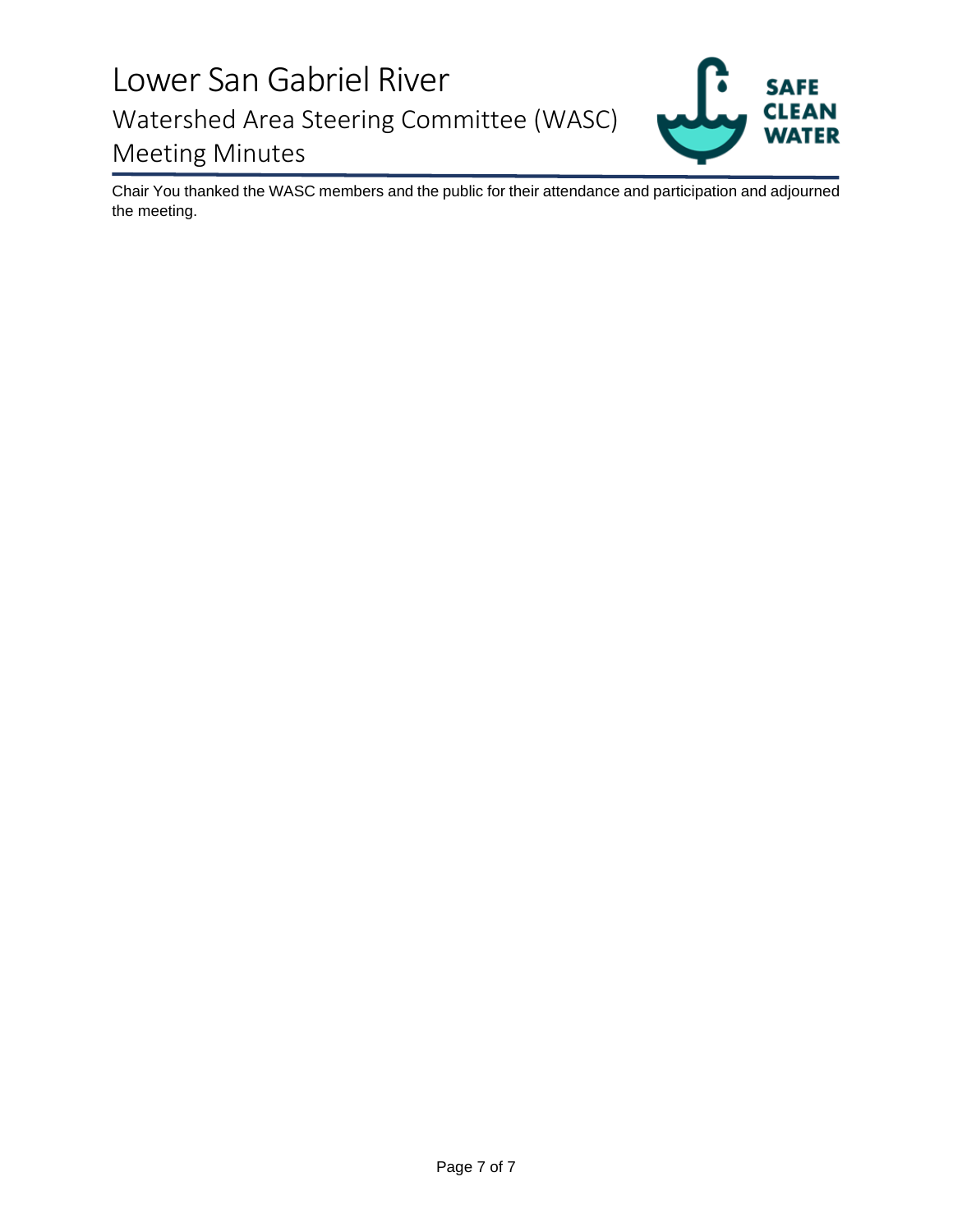Chair You thanked the WASC members and the public for their attendance and participation and adjourned the meeting.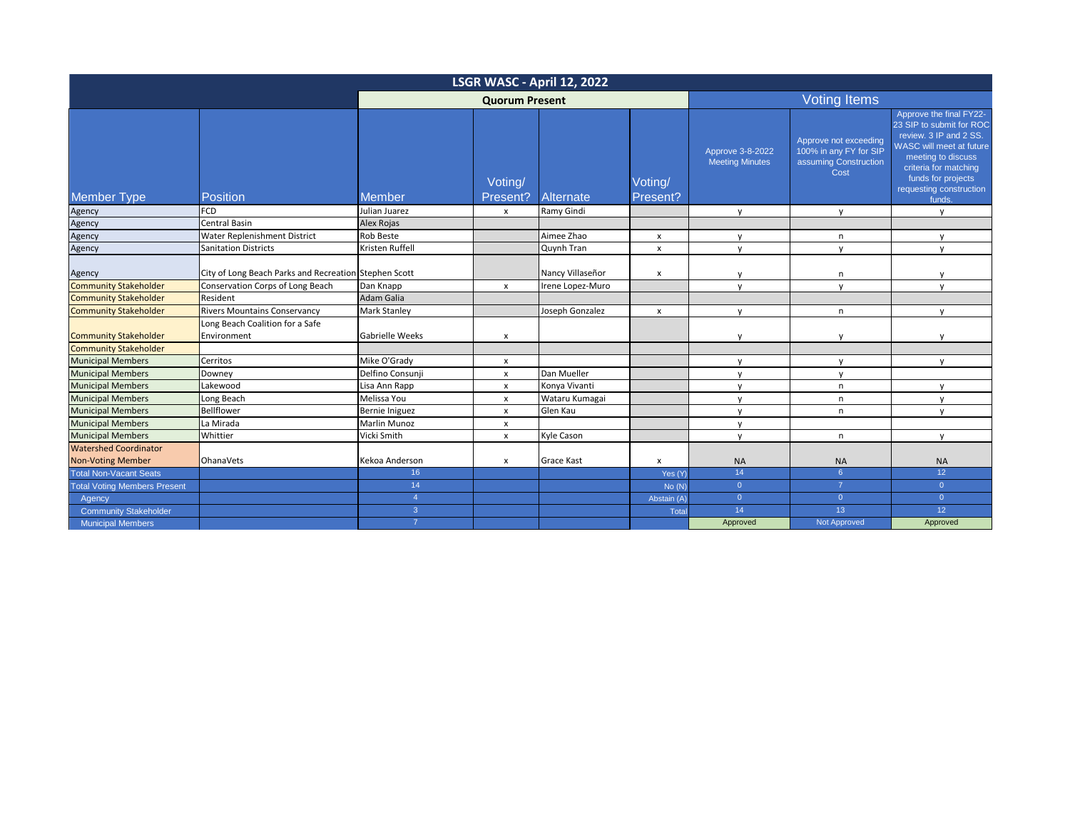| LSGR WASC - April 12, 2022 | | | | | | | | |
|---|---|---|---|---|---|---|---|---|
| | | Quorum Present | | | | Voting Items | | |
| Member Type | Position | Member | Voting/ Present? | Alternate | Voting/ Present? | Approve 3-8-2022 Meeting Minutes | Approve not exceeding 100% in any FY for SIP assuming Construction Cost | Approve the final FY22-23 SIP to submit for ROC review. 3 IP and 2 SS. WASC will meet at future meeting to discuss criteria for matching funds for projects requesting construction funds. |
| Agency | FCD | Julian Juarez | x | Ramy Gindi | | y | y | y |
| Agency | Central Basin | Alex Rojas | | | | | | |
| Agency | Water Replenishment District | Rob Beste | | Aimee Zhao | x | y | n | y |
| Agency | Sanitation Districts | Kristen Ruffell | | Quynh Tran | x | y | y | y |
| Agency | City of Long Beach Parks and Recreation | Stephen Scott | | Nancy Villaseñor | x | y | n | y |
| Community Stakeholder | Conservation Corps of Long Beach | Dan Knapp | x | Irene Lopez-Muro | | y | y | y |
| Community Stakeholder | Resident | Adam Galia | | | | | | |
| Community Stakeholder | Rivers Mountains Conservancy | Mark Stanley | | Joseph Gonzalez | x | y | n | y |
| Community Stakeholder | Long Beach Coalition for a Safe Environment | Gabrielle Weeks | x | | | y | y | y |
| Community Stakeholder | | | | | | | | |
| Municipal Members | Cerritos | Mike O'Grady | x | | | y | y | y |
| Municipal Members | Downey | Delfino Consunji | x | Dan Mueller | | y | y | |
| Municipal Members | Lakewood | Lisa Ann Rapp | x | Konya Vivanti | | y | n | y |
| Municipal Members | Long Beach | Melissa You | x | Wataru Kumagai | | y | n | y |
| Municipal Members | Bellflower | Bernie Iniguez | x | Glen Kau | | y | n | y |
| Municipal Members | La Mirada | Marlin Munoz | x | | | y | | |
| Municipal Members | Whittier | Vicki Smith | x | Kyle Cason | | y | n | y |
| Watershed Coordinator Non-Voting Member | OhanaVets | Kekoa Anderson | x | Grace Kast | x | NA | NA | NA |
| Total Non-Vacant Seats | | 16 | | | Yes (Y) | 14 | 6 | 12 |
| Total Voting Members Present | | 14 | | | No (N) | 0 | 7 | 0 |
| Agency | | 4 | | | Abstain (A) | 0 | 0 | 0 |
| Community Stakeholder | | 3 | | | Total | 14 | 13 | 12 |
| Municipal Members | | 7 | | | | Approved | Not Approved | Approved |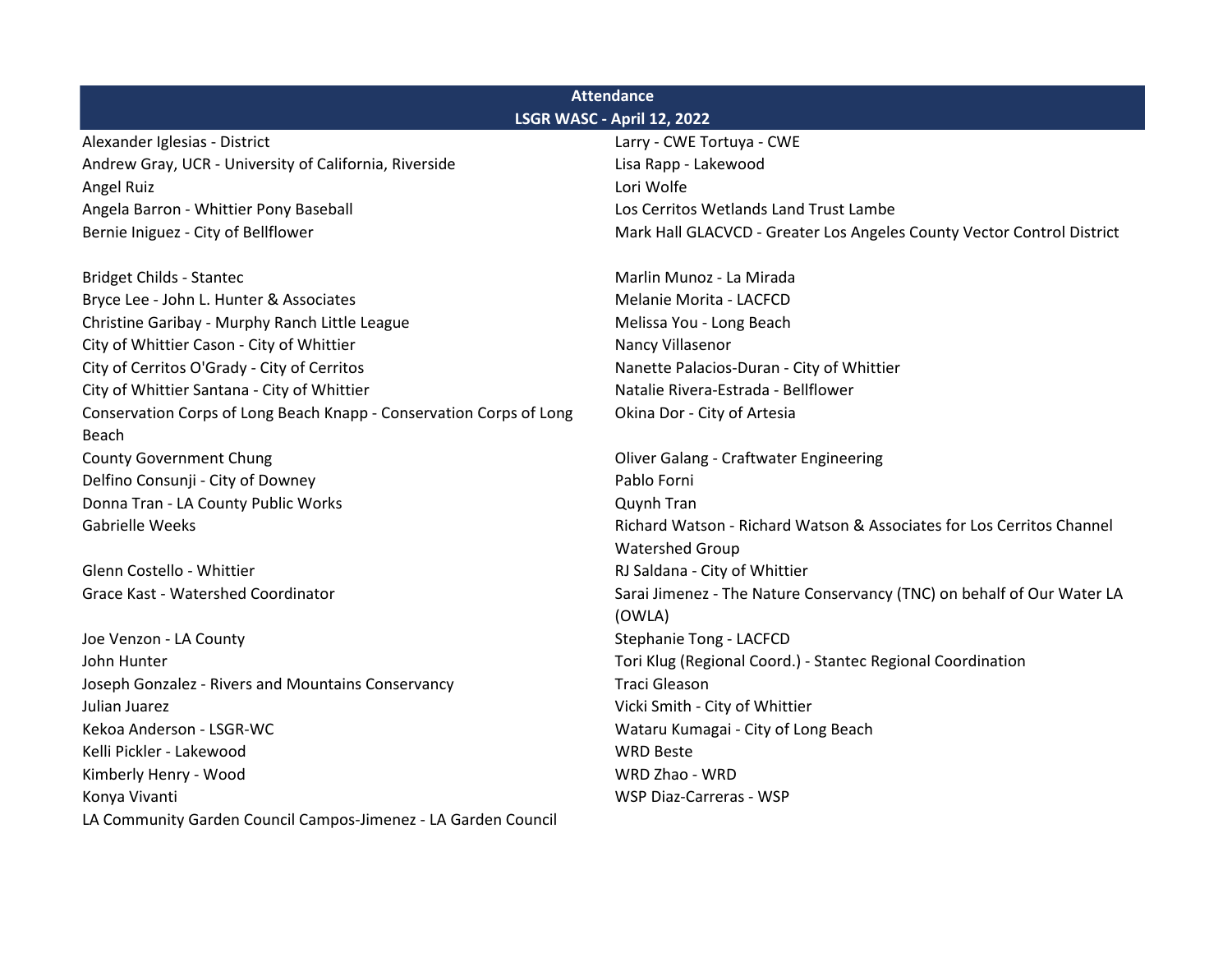| Attendance | |
|---|---|
| LSGR WASC - April 12, 2022 | |
| Alexander Iglesias - District | Larry - CWE Tortuya - CWE |
| Andrew Gray, UCR - University of California, Riverside | Lisa Rapp - Lakewood |
| Angel Ruiz | Lori Wolfe |
| Angela Barron - Whittier Pony Baseball | Los Cerritos Wetlands Land Trust Lambe |
| Bernie Iniguez - City of Bellflower | Mark Hall GLACVCD - Greater Los Angeles County Vector Control District |
| Bridget Childs - Stantec | Marlin Munoz - La Mirada |
| Bryce Lee - John L. Hunter & Associates | Melanie Morita - LACFCD |
| Christine Garibay - Murphy Ranch Little League | Melissa You - Long Beach |
| City of Whittier Cason - City of Whittier | Nancy Villasenor |
| City of Cerritos O'Grady - City of Cerritos | Nanette Palacios-Duran - City of Whittier |
| City of Whittier Santana - City of Whittier | Natalie Rivera-Estrada - Bellflower |
| Conservation Corps of Long Beach Knapp - Conservation Corps of Long Beach | Okina Dor - City of Artesia |
| County Government Chung | Oliver Galang - Craftwater Engineering |
| Delfino Consunji - City of Downey | Pablo Forni |
| Donna Tran - LA County Public Works | Quynh Tran |
| Gabrielle Weeks | Richard Watson - Richard Watson & Associates for Los Cerritos Channel Watershed Group |
| Glenn Costello - Whittier | RJ Saldana - City of Whittier |
| Grace Kast - Watershed Coordinator | Sarai Jimenez - The Nature Conservancy (TNC) on behalf of Our Water LA (OWLA) |
| Joe Venzon - LA County | Stephanie Tong - LACFCD |
| John Hunter | Tori Klug (Regional Coord.) - Stantec Regional Coordination |
| Joseph Gonzalez - Rivers and Mountains Conservancy | Traci Gleason |
| Julian Juarez | Vicki Smith - City of Whittier |
| Kekoa Anderson - LSGR-WC | Wataru Kumagai - City of Long Beach |
| Kelli Pickler - Lakewood | WRD Beste |
| Kimberly Henry - Wood | WRD Zhao - WRD |
| Konya Vivanti | WSP Diaz-Carreras - WSP |
| LA Community Garden Council Campos-Jimenez - LA Garden Council | |